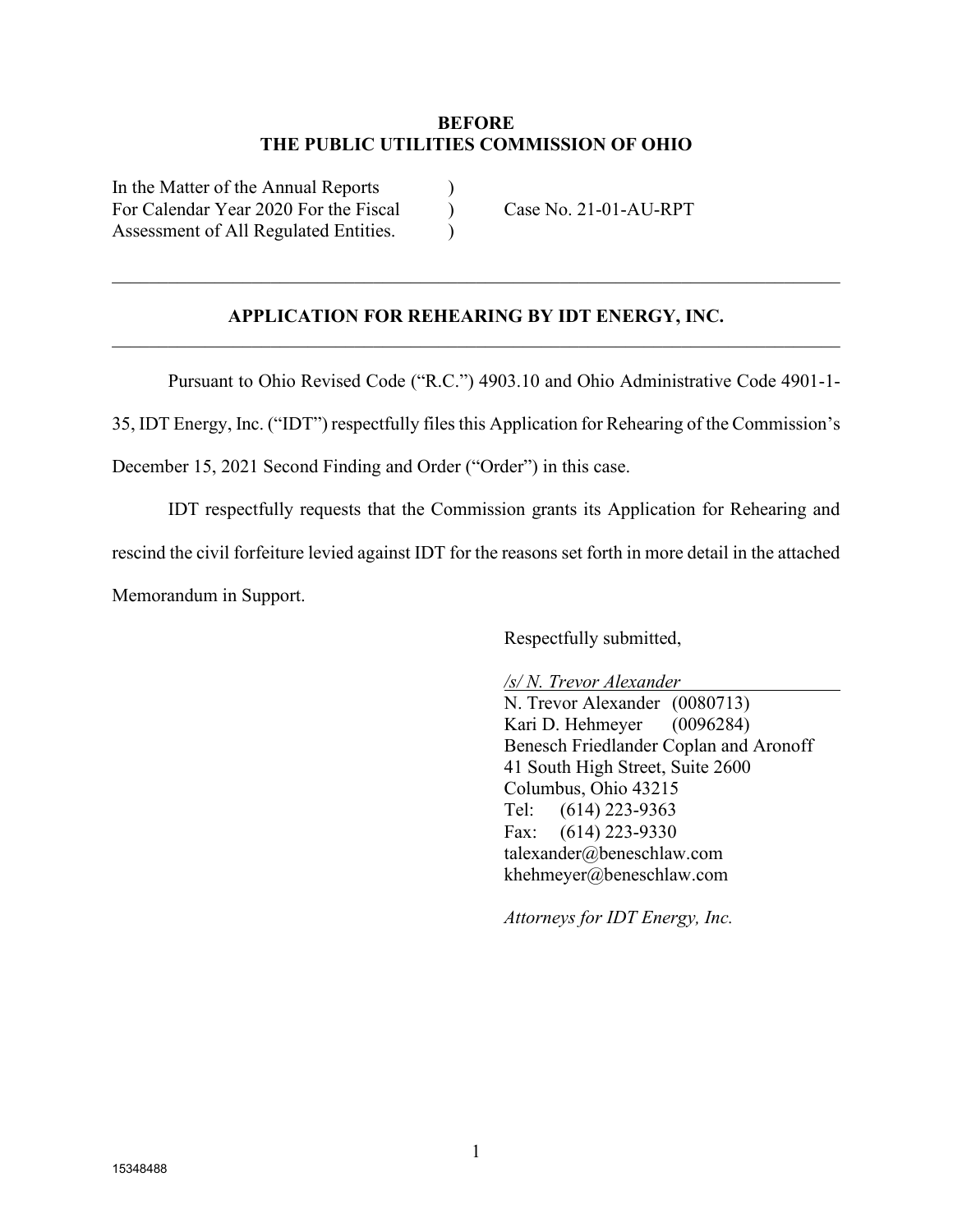**BEFORE**
**THE PUBLIC UTILITIES COMMISSION OF OHIO**

| | | |
|---|---|---|
| In the Matter of the Annual Reports For Calendar Year 2020 For the Fiscal Assessment of All Regulated Entities. | ) ) ) | Case No. 21-01-AU-RPT |

---

**APPLICATION FOR REHEARING BY IDT ENERGY, INC.**

---

Pursuant to Ohio Revised Code ("R.C.") 4903.10 and Ohio Administrative Code 4901-1-35, IDT Energy, Inc. ("IDT") respectfully files this Application for Rehearing of the Commission's December 15, 2021 Second Finding and Order ("Order") in this case.

IDT respectfully requests that the Commission grants its Application for Rehearing and rescind the civil forfeiture levied against IDT for the reasons set forth in more detail in the attached Memorandum in Support.

Respectfully submitted,

*/s/ N. Trevor Alexander*
N. Trevor Alexander (0080713)
Kari D. Hehmeyer (0096284)
Benesch Friedlander Coplan and Aronoff
41 South High Street, Suite 2600
Columbus, Ohio 43215
Tel: (614) 223-9363
Fax: (614) 223-9330
talexander@beneschlaw.com
khehmeyer@beneschlaw.com

*Attorneys for IDT Energy, Inc.*

15348488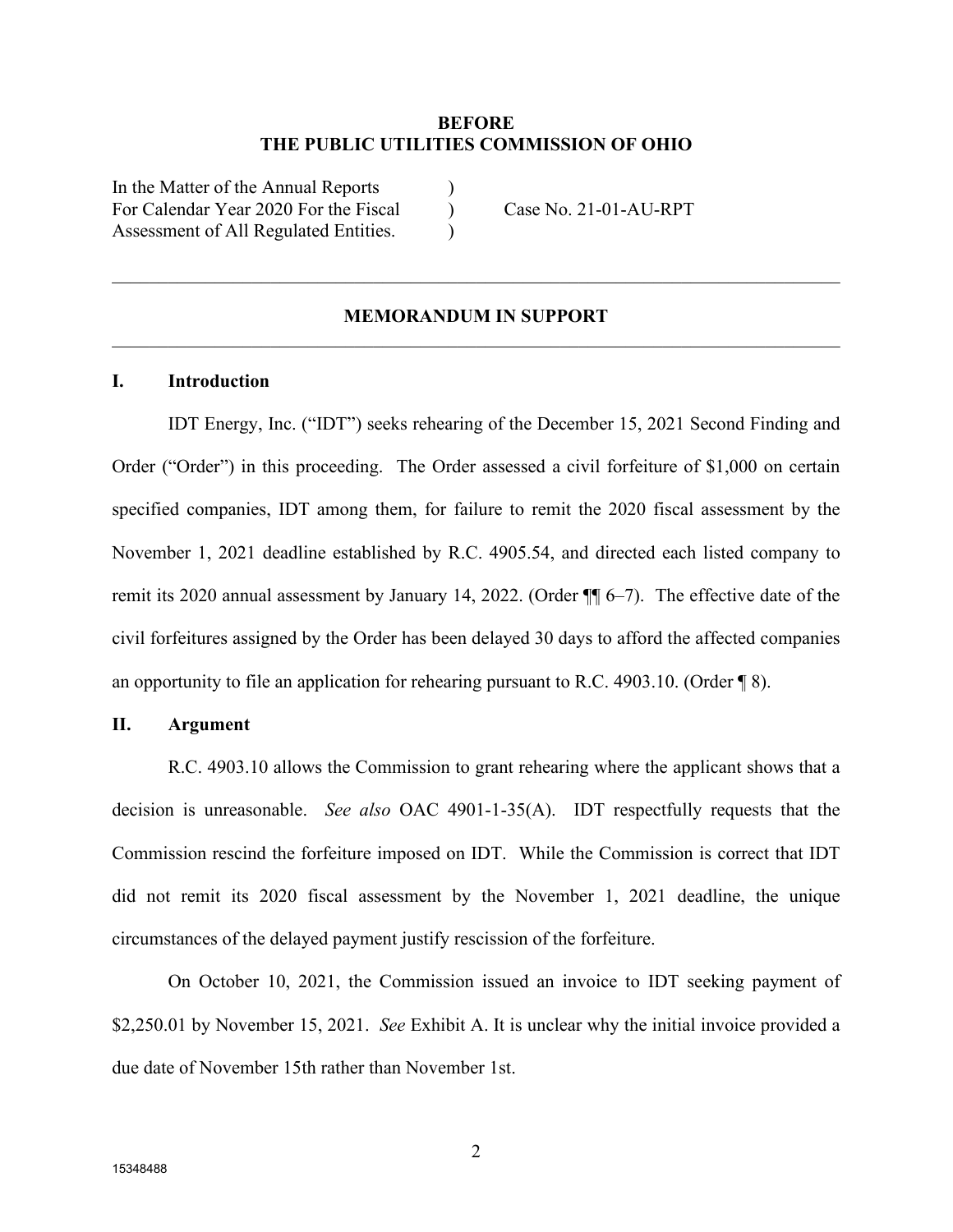**BEFORE**
**THE PUBLIC UTILITIES COMMISSION OF OHIO**

| | | |
|---|---|---|
| In the Matter of the Annual Reports | ) | |
| For Calendar Year 2020 For the Fiscal | ) | Case No. 21-01-AU-RPT |
| Assessment of All Regulated Entities. | ) | |

---

## MEMORANDUM IN SUPPORT

---

### I. Introduction

IDT Energy, Inc. ("IDT") seeks rehearing of the December 15, 2021 Second Finding and Order ("Order") in this proceeding. The Order assessed a civil forfeiture of $1,000 on certain specified companies, IDT among them, for failure to remit the 2020 fiscal assessment by the November 1, 2021 deadline established by R.C. 4905.54, and directed each listed company to remit its 2020 annual assessment by January 14, 2022. (Order ¶¶ 6–7). The effective date of the civil forfeitures assigned by the Order has been delayed 30 days to afford the affected companies an opportunity to file an application for rehearing pursuant to R.C. 4903.10. (Order ¶ 8).

### II. Argument

R.C. 4903.10 allows the Commission to grant rehearing where the applicant shows that a decision is unreasonable. *See also* OAC 4901-1-35(A). IDT respectfully requests that the Commission rescind the forfeiture imposed on IDT. While the Commission is correct that IDT did not remit its 2020 fiscal assessment by the November 1, 2021 deadline, the unique circumstances of the delayed payment justify rescission of the forfeiture.

On October 10, 2021, the Commission issued an invoice to IDT seeking payment of $2,250.01 by November 15, 2021. *See* Exhibit A. It is unclear why the initial invoice provided a due date of November 15th rather than November 1st.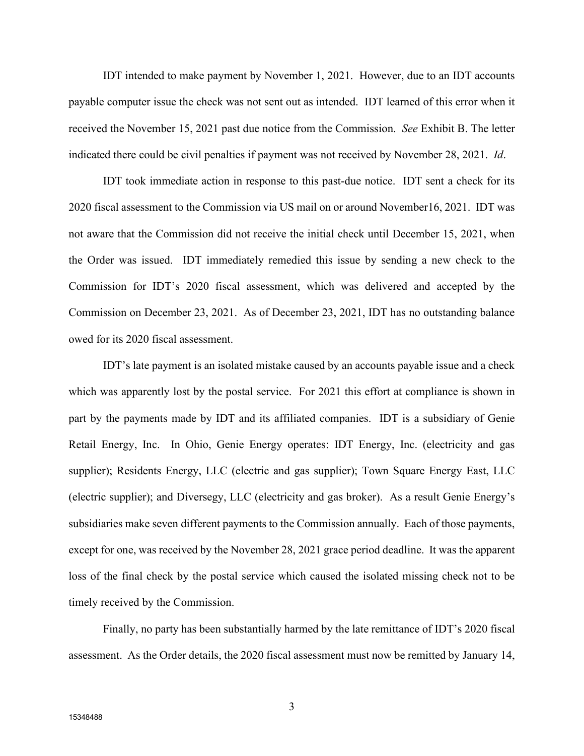IDT intended to make payment by November 1, 2021. However, due to an IDT accounts payable computer issue the check was not sent out as intended. IDT learned of this error when it received the November 15, 2021 past due notice from the Commission. *See* Exhibit B. The letter indicated there could be civil penalties if payment was not received by November 28, 2021. *Id*.

IDT took immediate action in response to this past-due notice. IDT sent a check for its 2020 fiscal assessment to the Commission via US mail on or around November16, 2021. IDT was not aware that the Commission did not receive the initial check until December 15, 2021, when the Order was issued. IDT immediately remedied this issue by sending a new check to the Commission for IDT's 2020 fiscal assessment, which was delivered and accepted by the Commission on December 23, 2021. As of December 23, 2021, IDT has no outstanding balance owed for its 2020 fiscal assessment.

IDT's late payment is an isolated mistake caused by an accounts payable issue and a check which was apparently lost by the postal service. For 2021 this effort at compliance is shown in part by the payments made by IDT and its affiliated companies. IDT is a subsidiary of Genie Retail Energy, Inc. In Ohio, Genie Energy operates: IDT Energy, Inc. (electricity and gas supplier); Residents Energy, LLC (electric and gas supplier); Town Square Energy East, LLC (electric supplier); and Diversegy, LLC (electricity and gas broker). As a result Genie Energy's subsidiaries make seven different payments to the Commission annually. Each of those payments, except for one, was received by the November 28, 2021 grace period deadline. It was the apparent loss of the final check by the postal service which caused the isolated missing check not to be timely received by the Commission.

Finally, no party has been substantially harmed by the late remittance of IDT's 2020 fiscal assessment. As the Order details, the 2020 fiscal assessment must now be remitted by January 14,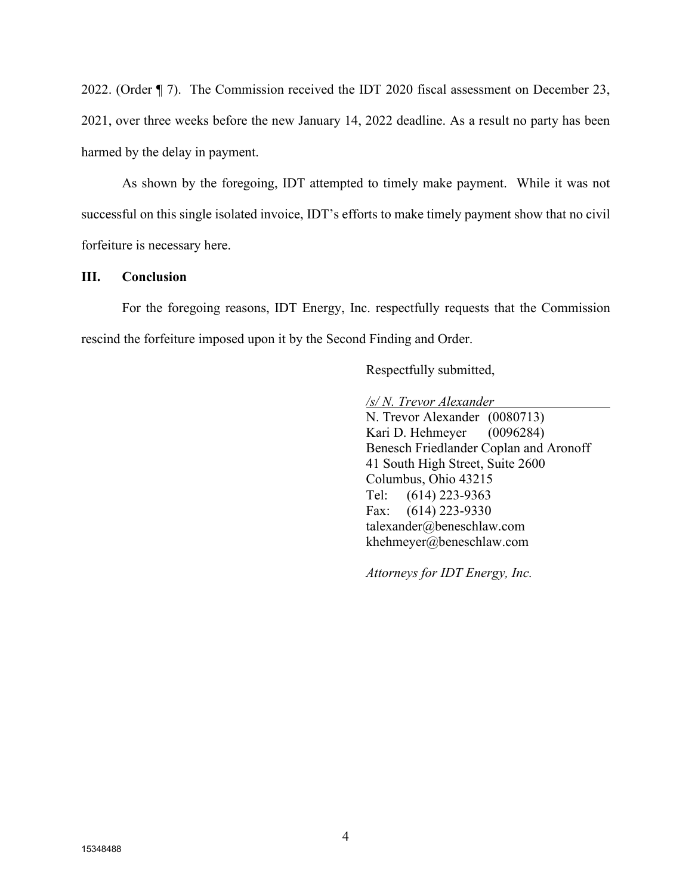2022. (Order ¶ 7). The Commission received the IDT 2020 fiscal assessment on December 23, 2021, over three weeks before the new January 14, 2022 deadline. As a result no party has been harmed by the delay in payment.

As shown by the foregoing, IDT attempted to timely make payment. While it was not successful on this single isolated invoice, IDT's efforts to make timely payment show that no civil forfeiture is necessary here.

## III. Conclusion

For the foregoing reasons, IDT Energy, Inc. respectfully requests that the Commission rescind the forfeiture imposed upon it by the Second Finding and Order.

Respectfully submitted,

*/s/ N. Trevor Alexander*
N. Trevor Alexander (0080713)
Kari D. Hehmeyer (0096284)
Benesch Friedlander Coplan and Aronoff
41 South High Street, Suite 2600
Columbus, Ohio 43215
Tel: (614) 223-9363
Fax: (614) 223-9330
talexander@beneschlaw.com
khehmeyer@beneschlaw.com

*Attorneys for IDT Energy, Inc.*

15348488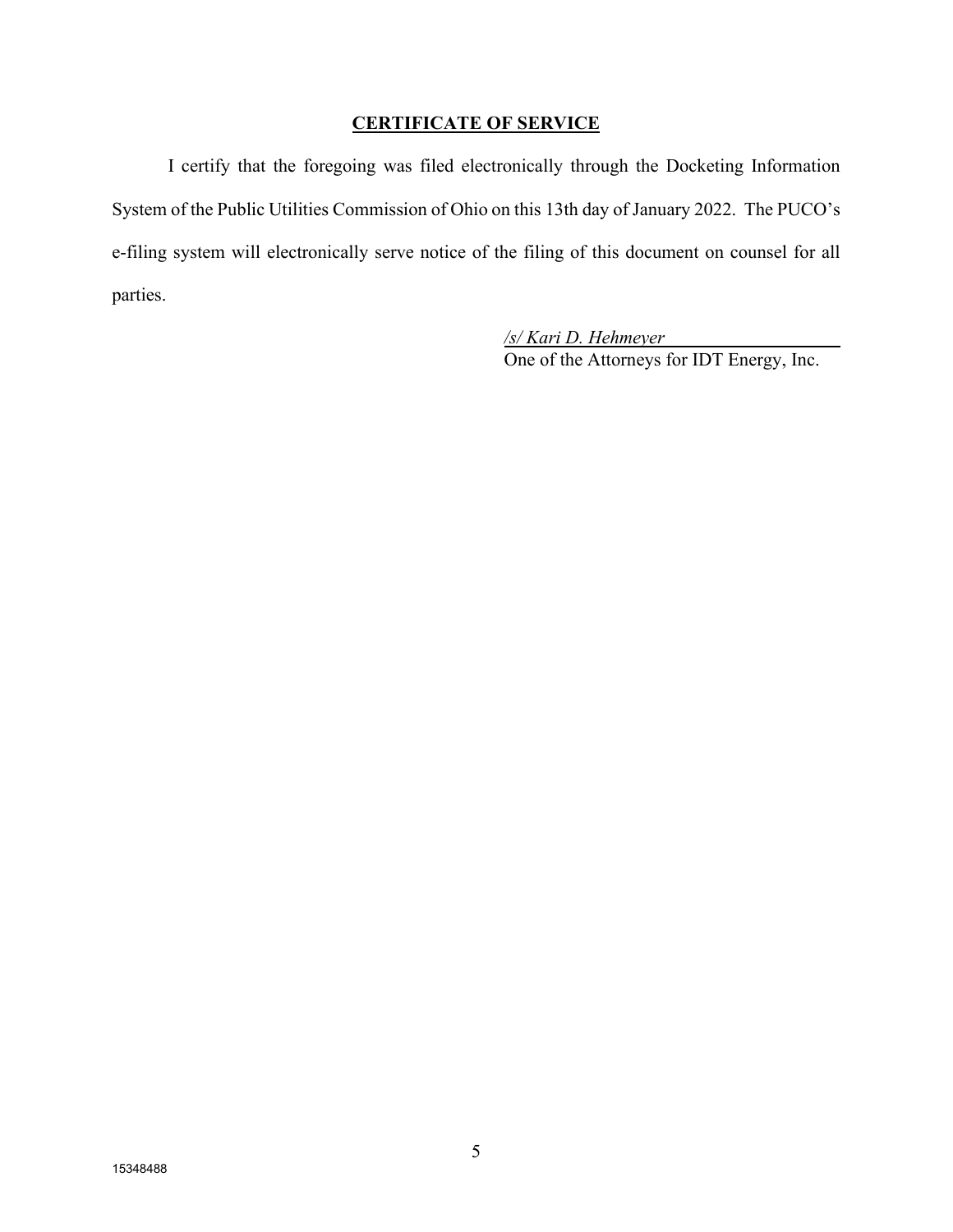## CERTIFICATE OF SERVICE

I certify that the foregoing was filed electronically through the Docketing Information System of the Public Utilities Commission of Ohio on this 13th day of January 2022. The PUCO's e-filing system will electronically serve notice of the filing of this document on counsel for all parties.

*/s/ Kari D. Hehmeyer*
One of the Attorneys for IDT Energy, Inc.

15348488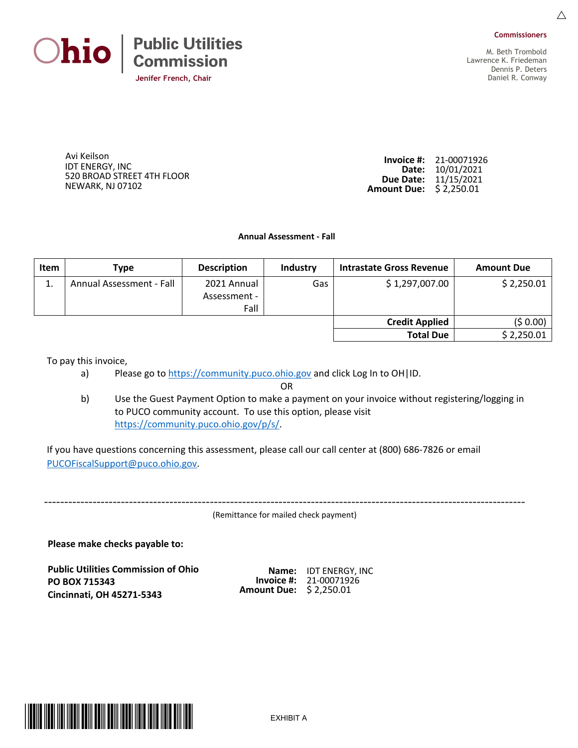Ohio | Public Utilities Commission

Jenifer French, Chair

**Commissioners**

M. Beth Trombold
Lawrence K. Friedeman
Dennis P. Deters
Daniel R. Conway

Avi Keilson
IDT ENERGY, INC
520 BROAD STREET 4TH FLOOR
NEWARK, NJ 07102

**Invoice #:** 21-00071926
**Date:** 10/01/2021
**Due Date:** 11/15/2021
**Amount Due:** $ 2,250.01

**Annual Assessment - Fall**

| Item | Type | Description | Industry | Intrastate Gross Revenue | Amount Due |
|---|---|---|---|---|---|
| 1. | Annual Assessment - Fall | 2021 Annual Assessment - Fall | Gas | $ 1,297,007.00 | $ 2,250.01 |
| | | | | **Credit Applied** | ($ 0.00) |
| | | | | **Total Due** | $ 2,250.01 |

To pay this invoice,

a) Please go to https://community.puco.ohio.gov and click Log In to OH|ID.

OR

b) Use the Guest Payment Option to make a payment on your invoice without registering/logging in to PUCO community account. To use this option, please visit https://community.puco.ohio.gov/p/s/.

If you have questions concerning this assessment, please call our call center at (800) 686-7826 or email PUCOFiscalSupport@puco.ohio.gov.

---

(Remittance for mailed check payment)

**Please make checks payable to:**

**Public Utilities Commission of Ohio**
**PO BOX 715343**
**Cincinnati, OH 45271-5343**

**Name:** IDT ENERGY, INC
**Invoice #:** 21-00071926
**Amount Due:** $ 2,250.01

EXHIBIT A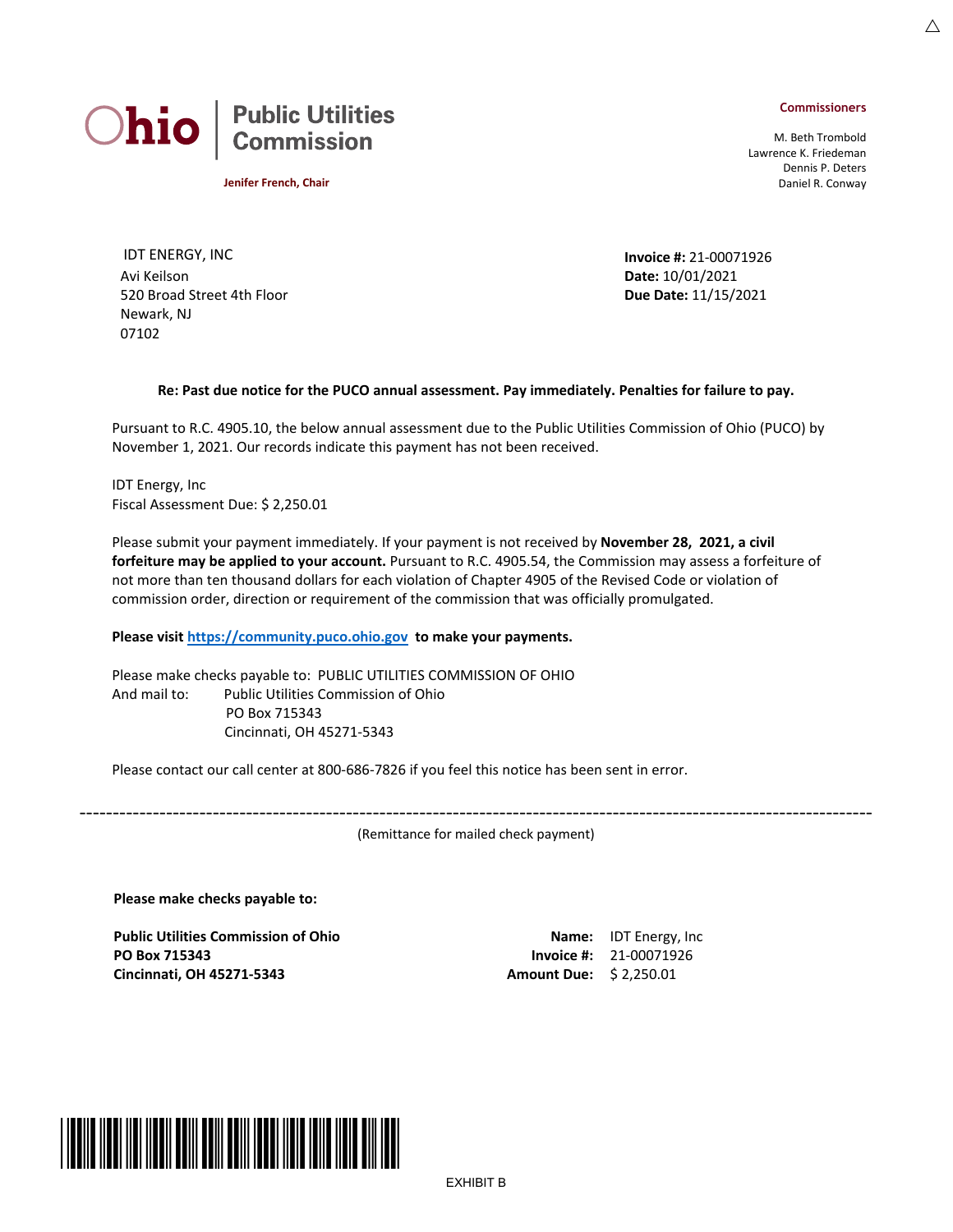Ohio | Public Utilities Commission

**Jenifer French, Chair**

**Commissioners**

M. Beth Trombold
Lawrence K. Friedeman
Dennis P. Deters
Daniel R. Conway

IDT ENERGY, INC
Avi Keilson
520 Broad Street 4th Floor
Newark, NJ
07102

**Invoice #:** 21-00071926
**Date:** 10/01/2021
**Due Date:** 11/15/2021

**Re: Past due notice for the PUCO annual assessment. Pay immediately. Penalties for failure to pay.**

Pursuant to R.C. 4905.10, the below annual assessment due to the Public Utilities Commission of Ohio (PUCO) by November 1, 2021. Our records indicate this payment has not been received.

IDT Energy, Inc
Fiscal Assessment Due: $ 2,250.01

Please submit your payment immediately. If your payment is not received by **November 28, 2021, a civil forfeiture may be applied to your account.** Pursuant to R.C. 4905.54, the Commission may assess a forfeiture of not more than ten thousand dollars for each violation of Chapter 4905 of the Revised Code or violation of commission order, direction or requirement of the commission that was officially promulgated.

**Please visit https://community.puco.ohio.gov to make your payments.**

Please make checks payable to: PUBLIC UTILITIES COMMISSION OF OHIO
And mail to: Public Utilities Commission of Ohio
PO Box 715343
Cincinnati, OH 45271-5343

Please contact our call center at 800-686-7826 if you feel this notice has been sent in error.

---

(Remittance for mailed check payment)

**Please make checks payable to:**

**Public Utilities Commission of Ohio**
**PO Box 715343**
**Cincinnati, OH 45271-5343**

**Name:** IDT Energy, Inc
**Invoice #:** 21-00071926
**Amount Due:** $ 2,250.01

EXHIBIT B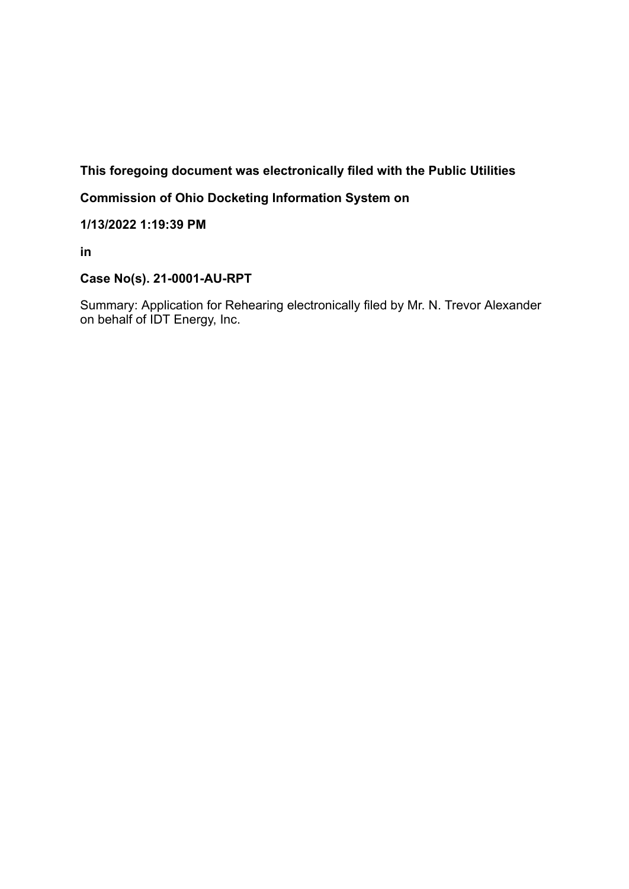**This foregoing document was electronically filed with the Public Utilities**

**Commission of Ohio Docketing Information System on**

**1/13/2022 1:19:39 PM**

**in**

**Case No(s). 21-0001-AU-RPT**

Summary: Application for Rehearing electronically filed by Mr. N. Trevor Alexander on behalf of IDT Energy, Inc.